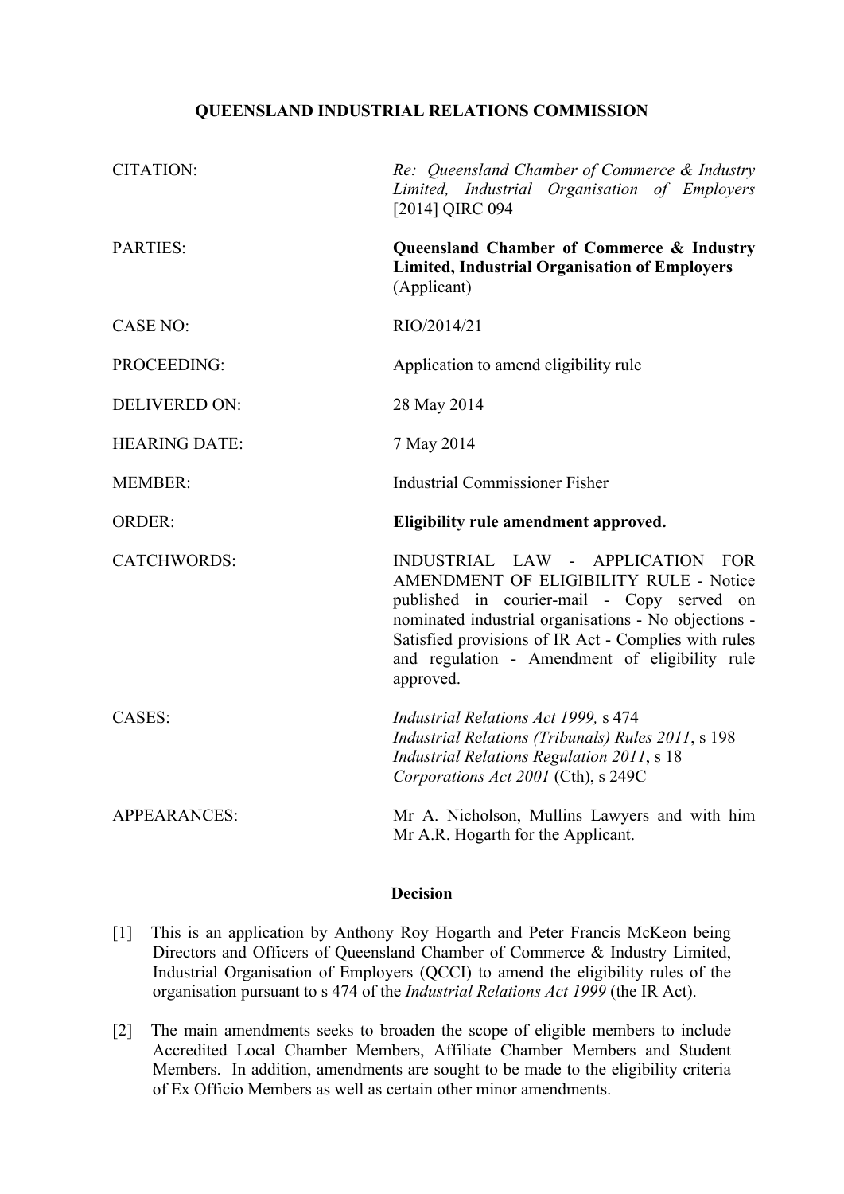**QUEENSLAND INDUSTRIAL RELATIONS COMMISSION**

| | |
|---|---|
| CITATION: | *Re: Queensland Chamber of Commerce & Industry Limited, Industrial Organisation of Employers* [2014] QIRC 094 |
| PARTIES: | **Queensland Chamber of Commerce & Industry Limited, Industrial Organisation of Employers** (Applicant) |
| CASE NO: | RIO/2014/21 |
| PROCEEDING: | Application to amend eligibility rule |
| DELIVERED ON: | 28 May 2014 |
| HEARING DATE: | 7 May 2014 |
| MEMBER: | Industrial Commissioner Fisher |
| ORDER: | **Eligibility rule amendment approved.** |
| CATCHWORDS: | INDUSTRIAL LAW - APPLICATION FOR AMENDMENT OF ELIGIBILITY RULE - Notice published in courier-mail - Copy served on nominated industrial organisations - No objections - Satisfied provisions of IR Act - Complies with rules and regulation - Amendment of eligibility rule approved. |
| CASES: | *Industrial Relations Act 1999,* s 474<br>*Industrial Relations (Tribunals) Rules 2011*, s 198<br>*Industrial Relations Regulation 2011*, s 18<br>*Corporations Act 2001* (Cth), s 249C |
| APPEARANCES: | Mr A. Nicholson, Mullins Lawyers and with him Mr A.R. Hogarth for the Applicant. |

**Decision**

[1] This is an application by Anthony Roy Hogarth and Peter Francis McKeon being Directors and Officers of Queensland Chamber of Commerce & Industry Limited, Industrial Organisation of Employers (QCCI) to amend the eligibility rules of the organisation pursuant to s 474 of the *Industrial Relations Act 1999* (the IR Act).

[2] The main amendments seeks to broaden the scope of eligible members to include Accredited Local Chamber Members, Affiliate Chamber Members and Student Members. In addition, amendments are sought to be made to the eligibility criteria of Ex Officio Members as well as certain other minor amendments.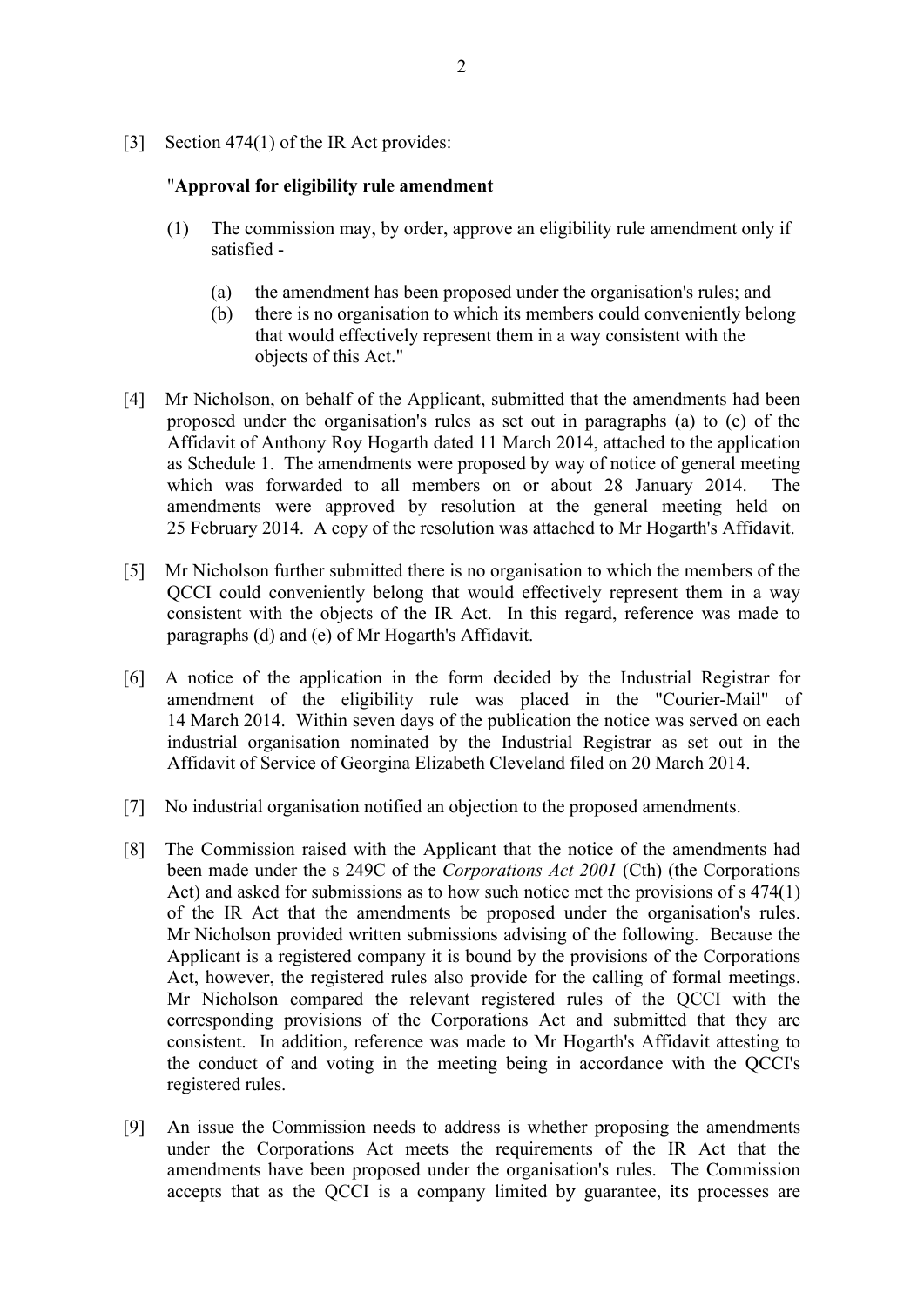[3] Section 474(1) of the IR Act provides:

"**Approval for eligibility rule amendment**

(1) The commission may, by order, approve an eligibility rule amendment only if satisfied -

(a) the amendment has been proposed under the organisation's rules; and
(b) there is no organisation to which its members could conveniently belong that would effectively represent them in a way consistent with the objects of this Act."

[4] Mr Nicholson, on behalf of the Applicant, submitted that the amendments had been proposed under the organisation's rules as set out in paragraphs (a) to (c) of the Affidavit of Anthony Roy Hogarth dated 11 March 2014, attached to the application as Schedule 1. The amendments were proposed by way of notice of general meeting which was forwarded to all members on or about 28 January 2014. The amendments were approved by resolution at the general meeting held on 25 February 2014. A copy of the resolution was attached to Mr Hogarth's Affidavit.

[5] Mr Nicholson further submitted there is no organisation to which the members of the QCCI could conveniently belong that would effectively represent them in a way consistent with the objects of the IR Act. In this regard, reference was made to paragraphs (d) and (e) of Mr Hogarth's Affidavit.

[6] A notice of the application in the form decided by the Industrial Registrar for amendment of the eligibility rule was placed in the "Courier-Mail" of 14 March 2014. Within seven days of the publication the notice was served on each industrial organisation nominated by the Industrial Registrar as set out in the Affidavit of Service of Georgina Elizabeth Cleveland filed on 20 March 2014.

[7] No industrial organisation notified an objection to the proposed amendments.

[8] The Commission raised with the Applicant that the notice of the amendments had been made under the s 249C of the *Corporations Act 2001* (Cth) (the Corporations Act) and asked for submissions as to how such notice met the provisions of s 474(1) of the IR Act that the amendments be proposed under the organisation's rules. Mr Nicholson provided written submissions advising of the following. Because the Applicant is a registered company it is bound by the provisions of the Corporations Act, however, the registered rules also provide for the calling of formal meetings. Mr Nicholson compared the relevant registered rules of the QCCI with the corresponding provisions of the Corporations Act and submitted that they are consistent. In addition, reference was made to Mr Hogarth's Affidavit attesting to the conduct of and voting in the meeting being in accordance with the QCCI's registered rules.

[9] An issue the Commission needs to address is whether proposing the amendments under the Corporations Act meets the requirements of the IR Act that the amendments have been proposed under the organisation's rules. The Commission accepts that as the QCCI is a company limited by guarantee, its processes are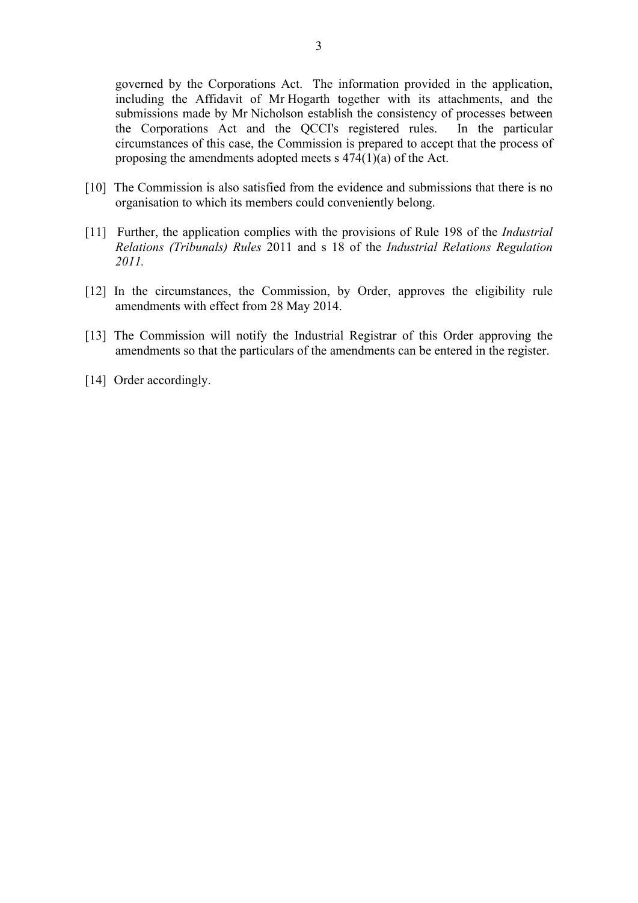governed by the Corporations Act. The information provided in the application, including the Affidavit of Mr Hogarth together with its attachments, and the submissions made by Mr Nicholson establish the consistency of processes between the Corporations Act and the QCCI's registered rules. In the particular circumstances of this case, the Commission is prepared to accept that the process of proposing the amendments adopted meets s 474(1)(a) of the Act.

[10] The Commission is also satisfied from the evidence and submissions that there is no organisation to which its members could conveniently belong.

[11] Further, the application complies with the provisions of Rule 198 of the *Industrial Relations (Tribunals) Rules* 2011 and s 18 of the *Industrial Relations Regulation 2011.*

[12] In the circumstances, the Commission, by Order, approves the eligibility rule amendments with effect from 28 May 2014.

[13] The Commission will notify the Industrial Registrar of this Order approving the amendments so that the particulars of the amendments can be entered in the register.

[14] Order accordingly.